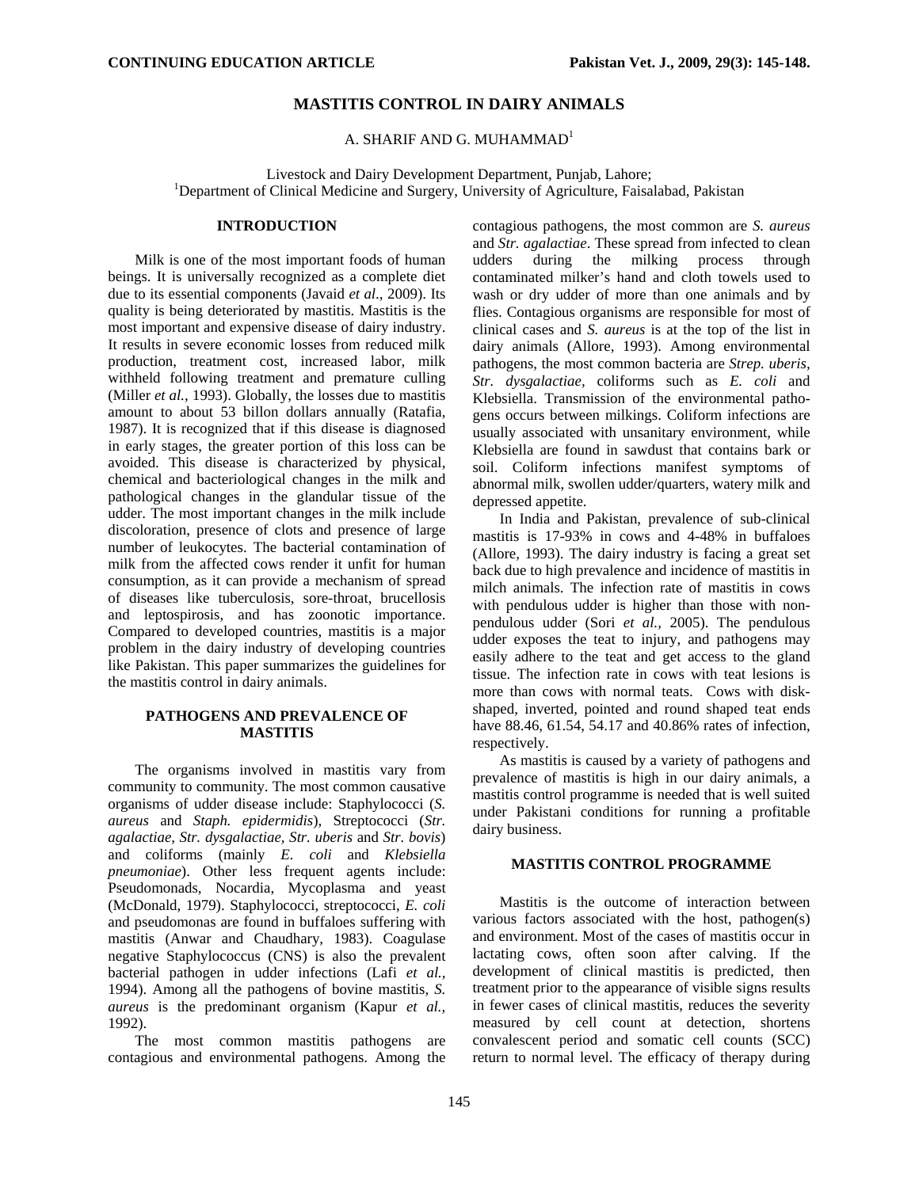CONTINUING EDUCATION ARTICLE

# MASTITIS CONTROL IN DAIRY ANIMALS

A. SHARIF AND G. MUHAMMAD[1]

Livestock and Dairy Development Department, Punjab, Lahore;
[1]Department of Clinical Medicine and Surgery, University of Agriculture, Faisalabad, Pakistan

## INTRODUCTION

Milk is one of the most important foods of human beings. It is universally recognized as a complete diet due to its essential components (Javaid *et al*., 2009). Its quality is being deteriorated by mastitis. Mastitis is the most important and expensive disease of dairy industry. It results in severe economic losses from reduced milk production, treatment cost, increased labor, milk withheld following treatment and premature culling (Miller *et al.*, 1993). Globally, the losses due to mastitis amount to about 53 billon dollars annually (Ratafia, 1987). It is recognized that if this disease is diagnosed in early stages, the greater portion of this loss can be avoided. This disease is characterized by physical, chemical and bacteriological changes in the milk and pathological changes in the glandular tissue of the udder. The most important changes in the milk include discoloration, presence of clots and presence of large number of leukocytes. The bacterial contamination of milk from the affected cows render it unfit for human consumption, as it can provide a mechanism of spread of diseases like tuberculosis, sore-throat, brucellosis and leptospirosis, and has zoonotic importance. Compared to developed countries, mastitis is a major problem in the dairy industry of developing countries like Pakistan. This paper summarizes the guidelines for the mastitis control in dairy animals.

## PATHOGENS AND PREVALENCE OF MASTITIS

The organisms involved in mastitis vary from community to community. The most common causative organisms of udder disease include: Staphylococci (*S. aureus* and *Staph. epidermidis*), Streptococci (*Str. agalactiae, Str. dysgalactiae, Str. uberis* and *Str. bovis*) and coliforms (mainly *E. coli* and *Klebsiella pneumoniae*). Other less frequent agents include: Pseudomonads, Nocardia, Mycoplasma and yeast (McDonald, 1979). Staphylococci, streptococci, *E. coli* and pseudomonas are found in buffaloes suffering with mastitis (Anwar and Chaudhary, 1983). Coagulase negative Staphylococcus (CNS) is also the prevalent bacterial pathogen in udder infections (Lafi *et al.,* 1994). Among all the pathogens of bovine mastitis, *S. aureus* is the predominant organism (Kapur *et al.,* 1992).

The most common mastitis pathogens are contagious and environmental pathogens. Among the contagious pathogens, the most common are *S. aureus* and *Str. agalactiae*. These spread from infected to clean udders during the milking process through contaminated milker's hand and cloth towels used to wash or dry udder of more than one animals and by flies. Contagious organisms are responsible for most of clinical cases and *S. aureus* is at the top of the list in dairy animals (Allore, 1993). Among environmental pathogens, the most common bacteria are *Strep. uberis, Str. dysgalactiae,* coliforms such as *E. coli* and Klebsiella. Transmission of the environmental pathogens occurs between milkings. Coliform infections are usually associated with unsanitary environment, while Klebsiella are found in sawdust that contains bark or soil. Coliform infections manifest symptoms of abnormal milk, swollen udder/quarters, watery milk and depressed appetite.

In India and Pakistan, prevalence of sub-clinical mastitis is 17-93% in cows and 4-48% in buffaloes (Allore, 1993). The dairy industry is facing a great set back due to high prevalence and incidence of mastitis in milch animals. The infection rate of mastitis in cows with pendulous udder is higher than those with non-pendulous udder (Sori *et al.,* 2005). The pendulous udder exposes the teat to injury, and pathogens may easily adhere to the teat and get access to the gland tissue. The infection rate in cows with teat lesions is more than cows with normal teats. Cows with disk-shaped, inverted, pointed and round shaped teat ends have 88.46, 61.54, 54.17 and 40.86% rates of infection, respectively.

As mastitis is caused by a variety of pathogens and prevalence of mastitis is high in our dairy animals, a mastitis control programme is needed that is well suited under Pakistani conditions for running a profitable dairy business.

## MASTITIS CONTROL PROGRAMME

Mastitis is the outcome of interaction between various factors associated with the host, pathogen(s) and environment. Most of the cases of mastitis occur in lactating cows, often soon after calving. If the development of clinical mastitis is predicted, then treatment prior to the appearance of visible signs results in fewer cases of clinical mastitis, reduces the severity measured by cell count at detection, shortens convalescent period and somatic cell counts (SCC) return to normal level. The efficacy of therapy during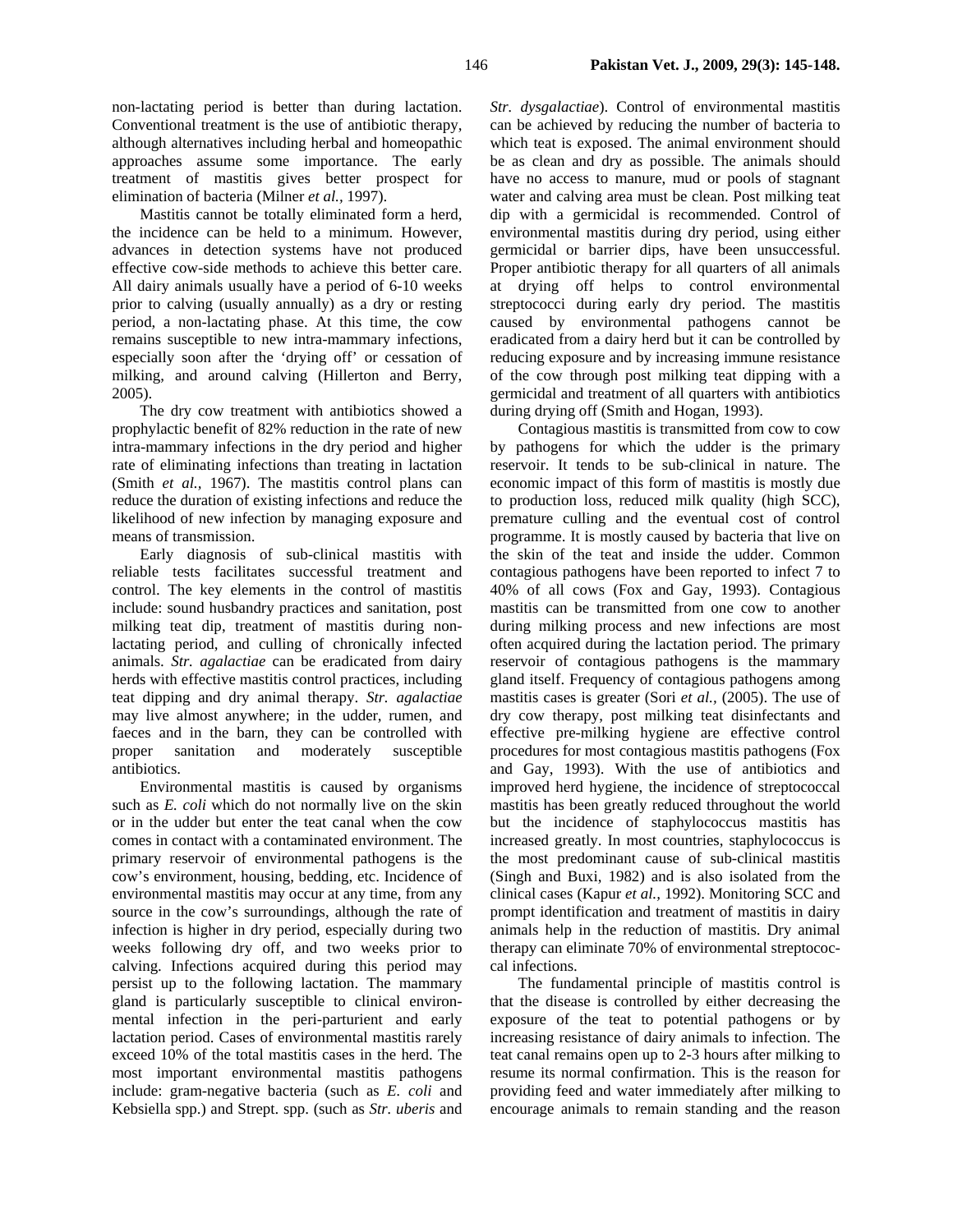non-lactating period is better than during lactation. Conventional treatment is the use of antibiotic therapy, although alternatives including herbal and homeopathic approaches assume some importance. The early treatment of mastitis gives better prospect for elimination of bacteria (Milner *et al.,* 1997).

Mastitis cannot be totally eliminated form a herd, the incidence can be held to a minimum. However, advances in detection systems have not produced effective cow-side methods to achieve this better care. All dairy animals usually have a period of 6-10 weeks prior to calving (usually annually) as a dry or resting period, a non-lactating phase. At this time, the cow remains susceptible to new intra-mammary infections, especially soon after the 'drying off' or cessation of milking, and around calving (Hillerton and Berry, 2005).

The dry cow treatment with antibiotics showed a prophylactic benefit of 82% reduction in the rate of new intra-mammary infections in the dry period and higher rate of eliminating infections than treating in lactation (Smith *et al.,* 1967). The mastitis control plans can reduce the duration of existing infections and reduce the likelihood of new infection by managing exposure and means of transmission.

Early diagnosis of sub-clinical mastitis with reliable tests facilitates successful treatment and control. The key elements in the control of mastitis include: sound husbandry practices and sanitation, post milking teat dip, treatment of mastitis during non-lactating period, and culling of chronically infected animals. *Str. agalactiae* can be eradicated from dairy herds with effective mastitis control practices, including teat dipping and dry animal therapy. *Str. agalactiae* may live almost anywhere; in the udder, rumen, and faeces and in the barn, they can be controlled with proper sanitation and moderately susceptible antibiotics.

Environmental mastitis is caused by organisms such as *E. coli* which do not normally live on the skin or in the udder but enter the teat canal when the cow comes in contact with a contaminated environment. The primary reservoir of environmental pathogens is the cow's environment, housing, bedding, etc. Incidence of environmental mastitis may occur at any time, from any source in the cow's surroundings, although the rate of infection is higher in dry period, especially during two weeks following dry off, and two weeks prior to calving. Infections acquired during this period may persist up to the following lactation. The mammary gland is particularly susceptible to clinical environmental infection in the peri-parturient and early lactation period. Cases of environmental mastitis rarely exceed 10% of the total mastitis cases in the herd. The most important environmental mastitis pathogens include: gram-negative bacteria (such as *E. coli* and Kebsiella spp.) and Strept. spp. (such as *Str. uberis* and *Str. dysgalactiae*). Control of environmental mastitis can be achieved by reducing the number of bacteria to which teat is exposed. The animal environment should be as clean and dry as possible. The animals should have no access to manure, mud or pools of stagnant water and calving area must be clean. Post milking teat dip with a germicidal is recommended. Control of environmental mastitis during dry period, using either germicidal or barrier dips, have been unsuccessful. Proper antibiotic therapy for all quarters of all animals at drying off helps to control environmental streptococci during early dry period. The mastitis caused by environmental pathogens cannot be eradicated from a dairy herd but it can be controlled by reducing exposure and by increasing immune resistance of the cow through post milking teat dipping with a germicidal and treatment of all quarters with antibiotics during drying off (Smith and Hogan, 1993).

Contagious mastitis is transmitted from cow to cow by pathogens for which the udder is the primary reservoir. It tends to be sub-clinical in nature. The economic impact of this form of mastitis is mostly due to production loss, reduced milk quality (high SCC), premature culling and the eventual cost of control programme. It is mostly caused by bacteria that live on the skin of the teat and inside the udder. Common contagious pathogens have been reported to infect 7 to 40% of all cows (Fox and Gay, 1993). Contagious mastitis can be transmitted from one cow to another during milking process and new infections are most often acquired during the lactation period. The primary reservoir of contagious pathogens is the mammary gland itself. Frequency of contagious pathogens among mastitis cases is greater (Sori *et al.,* (2005). The use of dry cow therapy, post milking teat disinfectants and effective pre-milking hygiene are effective control procedures for most contagious mastitis pathogens (Fox and Gay, 1993). With the use of antibiotics and improved herd hygiene, the incidence of streptococcal mastitis has been greatly reduced throughout the world but the incidence of staphylococcus mastitis has increased greatly. In most countries, staphylococcus is the most predominant cause of sub-clinical mastitis (Singh and Buxi, 1982) and is also isolated from the clinical cases (Kapur *et al.,* 1992). Monitoring SCC and prompt identification and treatment of mastitis in dairy animals help in the reduction of mastitis. Dry animal therapy can eliminate 70% of environmental streptococcal infections.

The fundamental principle of mastitis control is that the disease is controlled by either decreasing the exposure of the teat to potential pathogens or by increasing resistance of dairy animals to infection. The teat canal remains open up to 2-3 hours after milking to resume its normal confirmation. This is the reason for providing feed and water immediately after milking to encourage animals to remain standing and the reason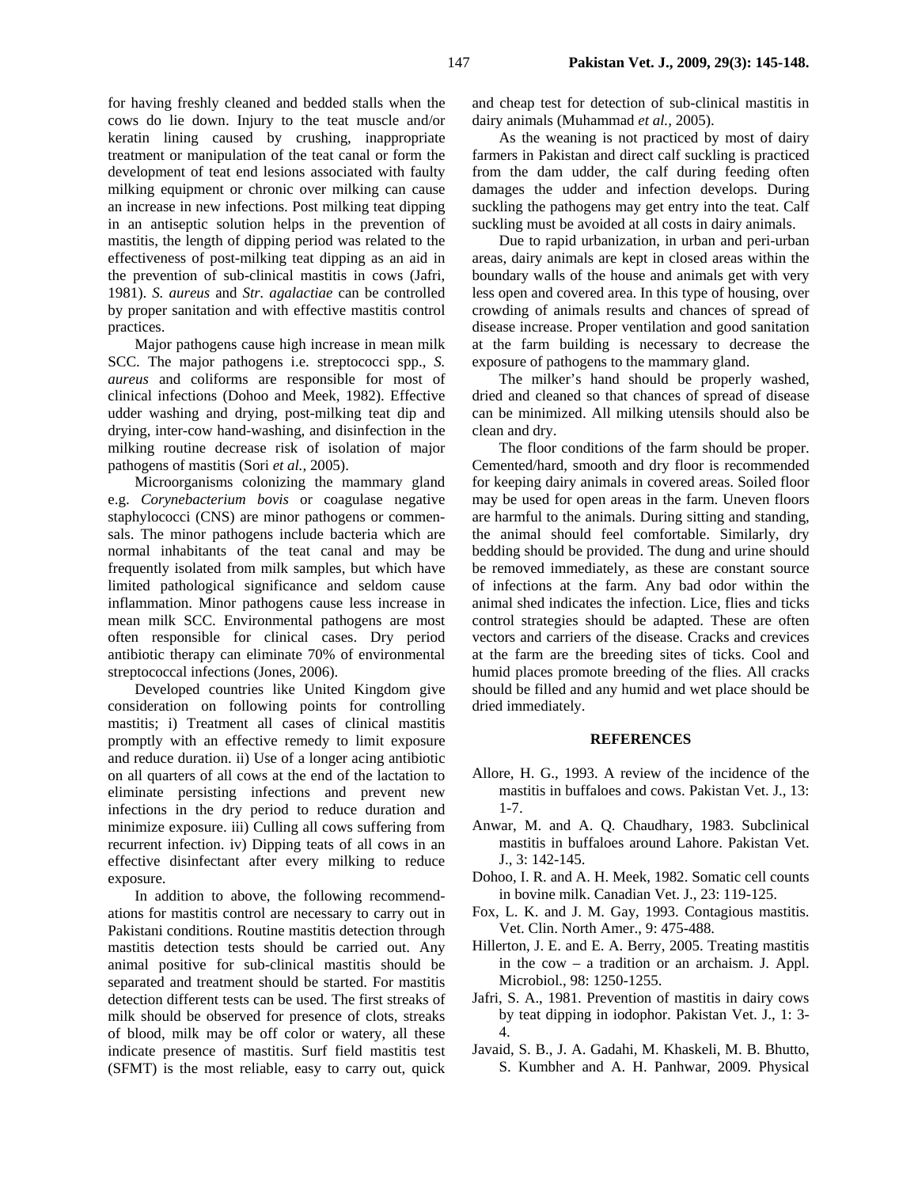for having freshly cleaned and bedded stalls when the cows do lie down. Injury to the teat muscle and/or keratin lining caused by crushing, inappropriate treatment or manipulation of the teat canal or form the development of teat end lesions associated with faulty milking equipment or chronic over milking can cause an increase in new infections. Post milking teat dipping in an antiseptic solution helps in the prevention of mastitis, the length of dipping period was related to the effectiveness of post-milking teat dipping as an aid in the prevention of sub-clinical mastitis in cows (Jafri, 1981). *S. aureus* and *Str. agalactiae* can be controlled by proper sanitation and with effective mastitis control practices.

Major pathogens cause high increase in mean milk SCC. The major pathogens i.e. streptococci spp., *S. aureus* and coliforms are responsible for most of clinical infections (Dohoo and Meek, 1982). Effective udder washing and drying, post-milking teat dip and drying, inter-cow hand-washing, and disinfection in the milking routine decrease risk of isolation of major pathogens of mastitis (Sori *et al.,* 2005).

Microorganisms colonizing the mammary gland e.g. *Corynebacterium bovis* or coagulase negative staphylococci (CNS) are minor pathogens or commensals. The minor pathogens include bacteria which are normal inhabitants of the teat canal and may be frequently isolated from milk samples, but which have limited pathological significance and seldom cause inflammation. Minor pathogens cause less increase in mean milk SCC. Environmental pathogens are most often responsible for clinical cases. Dry period antibiotic therapy can eliminate 70% of environmental streptococcal infections (Jones, 2006).

Developed countries like United Kingdom give consideration on following points for controlling mastitis; i) Treatment all cases of clinical mastitis promptly with an effective remedy to limit exposure and reduce duration. ii) Use of a longer acing antibiotic on all quarters of all cows at the end of the lactation to eliminate persisting infections and prevent new infections in the dry period to reduce duration and minimize exposure. iii) Culling all cows suffering from recurrent infection. iv) Dipping teats of all cows in an effective disinfectant after every milking to reduce exposure.

In addition to above, the following recommendations for mastitis control are necessary to carry out in Pakistani conditions. Routine mastitis detection through mastitis detection tests should be carried out. Any animal positive for sub-clinical mastitis should be separated and treatment should be started. For mastitis detection different tests can be used. The first streaks of milk should be observed for presence of clots, streaks of blood, milk may be off color or watery, all these indicate presence of mastitis. Surf field mastitis test (SFMT) is the most reliable, easy to carry out, quick and cheap test for detection of sub-clinical mastitis in dairy animals (Muhammad *et al.,* 2005).

As the weaning is not practiced by most of dairy farmers in Pakistan and direct calf suckling is practiced from the dam udder, the calf during feeding often damages the udder and infection develops. During suckling the pathogens may get entry into the teat. Calf suckling must be avoided at all costs in dairy animals.

Due to rapid urbanization, in urban and peri-urban areas, dairy animals are kept in closed areas within the boundary walls of the house and animals get with very less open and covered area. In this type of housing, over crowding of animals results and chances of spread of disease increase. Proper ventilation and good sanitation at the farm building is necessary to decrease the exposure of pathogens to the mammary gland.

The milker's hand should be properly washed, dried and cleaned so that chances of spread of disease can be minimized. All milking utensils should also be clean and dry.

The floor conditions of the farm should be proper. Cemented/hard, smooth and dry floor is recommended for keeping dairy animals in covered areas. Soiled floor may be used for open areas in the farm. Uneven floors are harmful to the animals. During sitting and standing, the animal should feel comfortable. Similarly, dry bedding should be provided. The dung and urine should be removed immediately, as these are constant source of infections at the farm. Any bad odor within the animal shed indicates the infection. Lice, flies and ticks control strategies should be adapted. These are often vectors and carriers of the disease. Cracks and crevices at the farm are the breeding sites of ticks. Cool and humid places promote breeding of the flies. All cracks should be filled and any humid and wet place should be dried immediately.

## REFERENCES

Allore, H. G., 1993. A review of the incidence of the mastitis in buffaloes and cows. Pakistan Vet. J., 13: 1-7.

Anwar, M. and A. Q. Chaudhary, 1983. Subclinical mastitis in buffaloes around Lahore. Pakistan Vet. J., 3: 142-145.

Dohoo, I. R. and A. H. Meek, 1982. Somatic cell counts in bovine milk. Canadian Vet. J., 23: 119-125.

Fox, L. K. and J. M. Gay, 1993. Contagious mastitis. Vet. Clin. North Amer., 9: 475-488.

Hillerton, J. E. and E. A. Berry, 2005. Treating mastitis in the cow – a tradition or an archaism. J. Appl. Microbiol., 98: 1250-1255.

Jafri, S. A., 1981. Prevention of mastitis in dairy cows by teat dipping in iodophor. Pakistan Vet. J., 1: 3-4.

Javaid, S. B., J. A. Gadahi, M. Khaskeli, M. B. Bhutto, S. Kumbher and A. H. Panhwar, 2009. Physical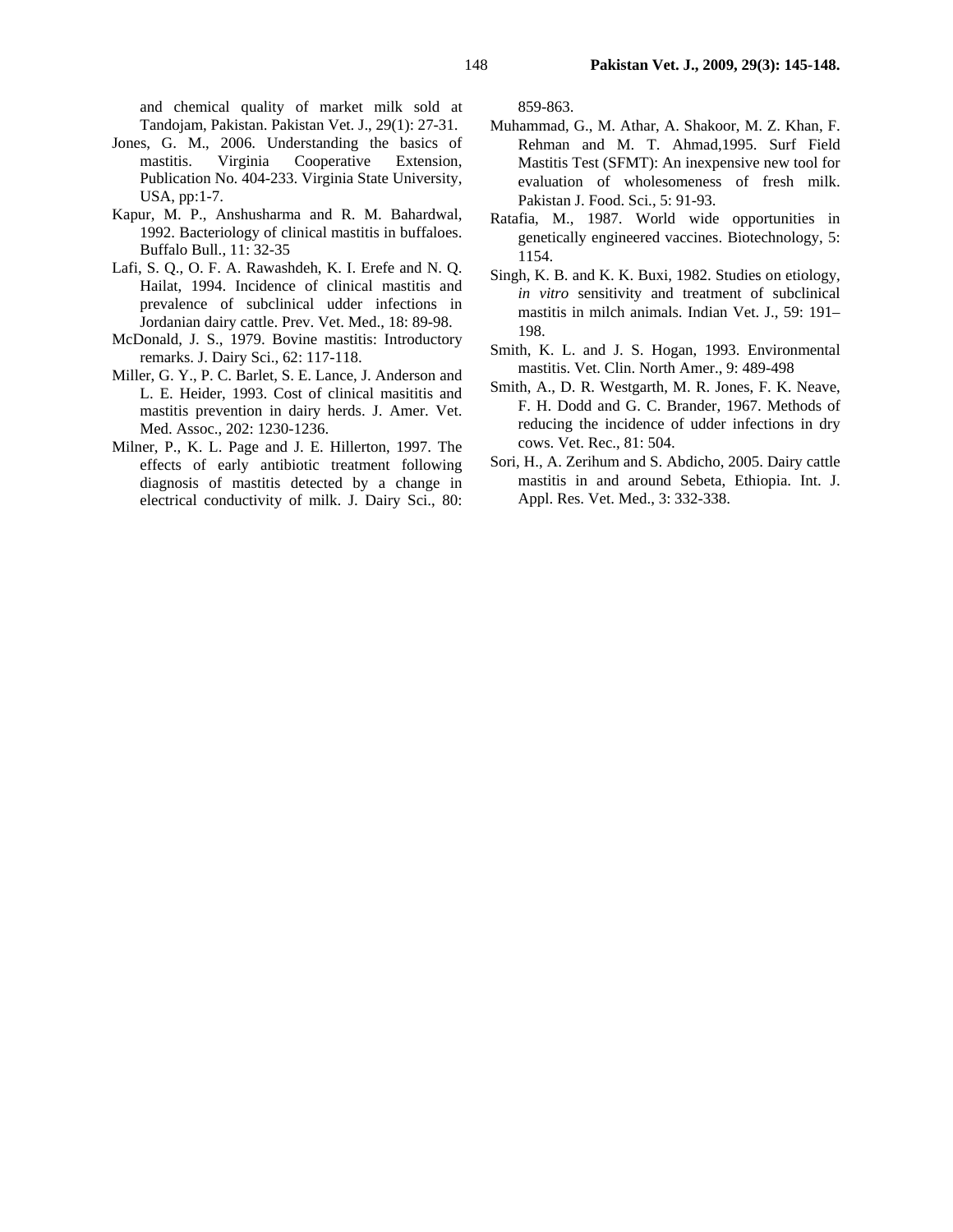and chemical quality of market milk sold at Tandojam, Pakistan. Pakistan Vet. J., 29(1): 27-31.

Jones, G. M., 2006. Understanding the basics of mastitis. Virginia Cooperative Extension, Publication No. 404-233. Virginia State University, USA, pp:1-7.

Kapur, M. P., Anshusharma and R. M. Bahardwal, 1992. Bacteriology of clinical mastitis in buffaloes. Buffalo Bull., 11: 32-35

Lafi, S. Q., O. F. A. Rawashdeh, K. I. Erefe and N. Q. Hailat, 1994. Incidence of clinical mastitis and prevalence of subclinical udder infections in Jordanian dairy cattle. Prev. Vet. Med., 18: 89-98.

McDonald, J. S., 1979. Bovine mastitis: Introductory remarks. J. Dairy Sci., 62: 117-118.

Miller, G. Y., P. C. Barlet, S. E. Lance, J. Anderson and L. E. Heider, 1993. Cost of clinical masititis and mastitis prevention in dairy herds. J. Amer. Vet. Med. Assoc., 202: 1230-1236.

Milner, P., K. L. Page and J. E. Hillerton, 1997. The effects of early antibiotic treatment following diagnosis of mastitis detected by a change in electrical conductivity of milk. J. Dairy Sci., 80: 859-863.

Muhammad, G., M. Athar, A. Shakoor, M. Z. Khan, F. Rehman and M. T. Ahmad,1995. Surf Field Mastitis Test (SFMT): An inexpensive new tool for evaluation of wholesomeness of fresh milk. Pakistan J. Food. Sci., 5: 91-93.

Ratafia, M., 1987. World wide opportunities in genetically engineered vaccines. Biotechnology, 5: 1154.

Singh, K. B. and K. K. Buxi, 1982. Studies on etiology, *in vitro* sensitivity and treatment of subclinical mastitis in milch animals. Indian Vet. J., 59: 191–198.

Smith, K. L. and J. S. Hogan, 1993. Environmental mastitis. Vet. Clin. North Amer., 9: 489-498

Smith, A., D. R. Westgarth, M. R. Jones, F. K. Neave, F. H. Dodd and G. C. Brander, 1967. Methods of reducing the incidence of udder infections in dry cows. Vet. Rec., 81: 504.

Sori, H., A. Zerihum and S. Abdicho, 2005. Dairy cattle mastitis in and around Sebeta, Ethiopia. Int. J. Appl. Res. Vet. Med., 3: 332-338.